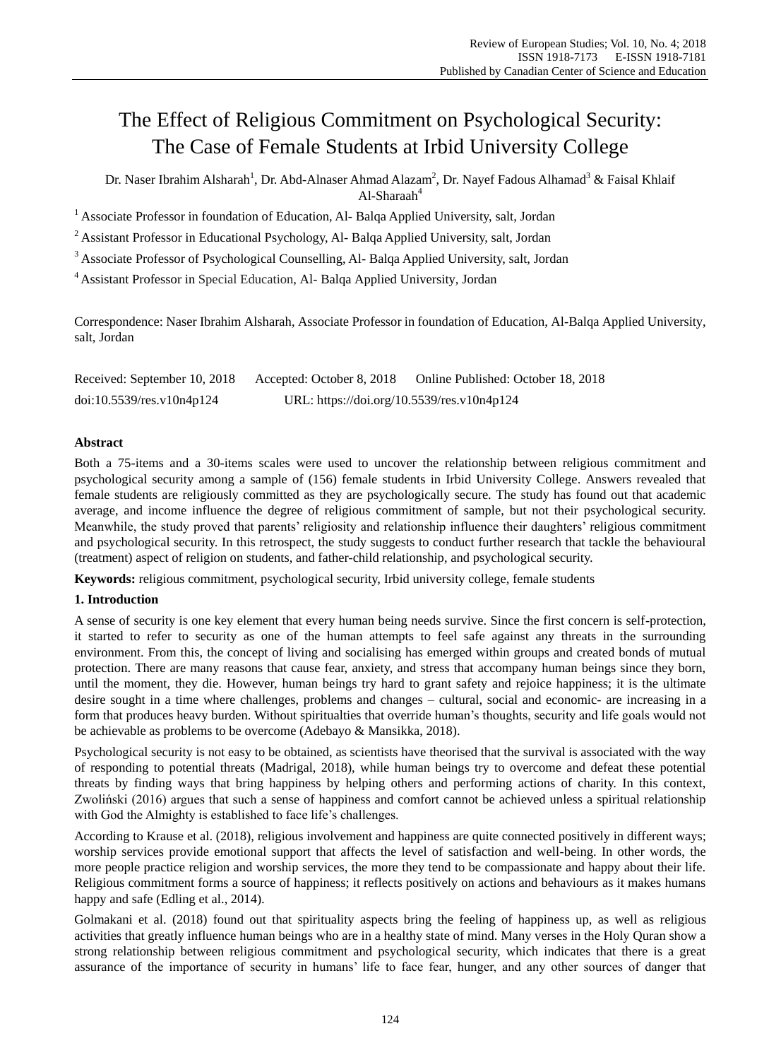# The Effect of Religious Commitment on Psychological Security: The Case of Female Students at Irbid University College

Dr. Naser Ibrahim Alsharah[1], Dr. Abd-Alnaser Ahmad Alazam[2], Dr. Nayef Fadous Alhamad[3] & Faisal Khlaif Al-Sharaah[4]

[1] Associate Professor in foundation of Education, Al- Balqa Applied University, salt, Jordan

[2] Assistant Professor in Educational Psychology, Al- Balqa Applied University, salt, Jordan

[3] Associate Professor of Psychological Counselling, Al- Balqa Applied University, salt, Jordan

[4] Assistant Professor in Special Education, Al- Balqa Applied University, Jordan

Correspondence: Naser Ibrahim Alsharah, Associate Professor in foundation of Education, Al-Balqa Applied University, salt, Jordan

Received: September 10, 2018 Accepted: October 8, 2018 Online Published: October 18, 2018

doi:10.5539/res.v10n4p124 URL: https://doi.org/10.5539/res.v10n4p124

## Abstract

Both a 75-items and a 30-items scales were used to uncover the relationship between religious commitment and psychological security among a sample of (156) female students in Irbid University College. Answers revealed that female students are religiously committed as they are psychologically secure. The study has found out that academic average, and income influence the degree of religious commitment of sample, but not their psychological security. Meanwhile, the study proved that parents' religiosity and relationship influence their daughters' religious commitment and psychological security. In this retrospect, the study suggests to conduct further research that tackle the behavioural (treatment) aspect of religion on students, and father-child relationship, and psychological security.

**Keywords:** religious commitment, psychological security, Irbid university college, female students

## 1. Introduction

A sense of security is one key element that every human being needs survive. Since the first concern is self-protection, it started to refer to security as one of the human attempts to feel safe against any threats in the surrounding environment. From this, the concept of living and socialising has emerged within groups and created bonds of mutual protection. There are many reasons that cause fear, anxiety, and stress that accompany human beings since they born, until the moment, they die. However, human beings try hard to grant safety and rejoice happiness; it is the ultimate desire sought in a time where challenges, problems and changes – cultural, social and economic- are increasing in a form that produces heavy burden. Without spiritualties that override human's thoughts, security and life goals would not be achievable as problems to be overcome (Adebayo & Mansikka, 2018).

Psychological security is not easy to be obtained, as scientists have theorised that the survival is associated with the way of responding to potential threats (Madrigal, 2018), while human beings try to overcome and defeat these potential threats by finding ways that bring happiness by helping others and performing actions of charity. In this context, Zwoliński (2016) argues that such a sense of happiness and comfort cannot be achieved unless a spiritual relationship with God the Almighty is established to face life's challenges.

According to Krause et al. (2018), religious involvement and happiness are quite connected positively in different ways; worship services provide emotional support that affects the level of satisfaction and well-being. In other words, the more people practice religion and worship services, the more they tend to be compassionate and happy about their life. Religious commitment forms a source of happiness; it reflects positively on actions and behaviours as it makes humans happy and safe (Edling et al., 2014).

Golmakani et al. (2018) found out that spirituality aspects bring the feeling of happiness up, as well as religious activities that greatly influence human beings who are in a healthy state of mind. Many verses in the Holy Quran show a strong relationship between religious commitment and psychological security, which indicates that there is a great assurance of the importance of security in humans' life to face fear, hunger, and any other sources of danger that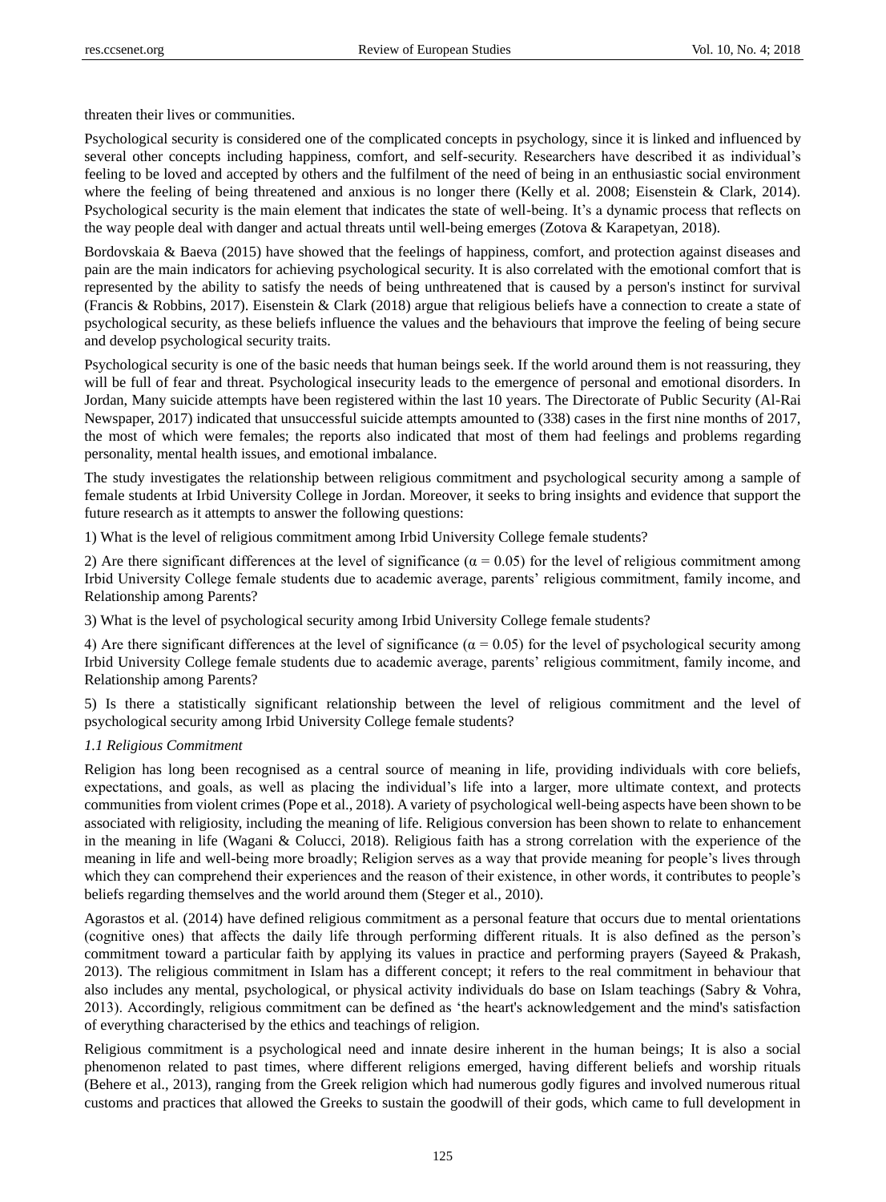threaten their lives or communities.

Psychological security is considered one of the complicated concepts in psychology, since it is linked and influenced by several other concepts including happiness, comfort, and self-security. Researchers have described it as individual's feeling to be loved and accepted by others and the fulfilment of the need of being in an enthusiastic social environment where the feeling of being threatened and anxious is no longer there (Kelly et al. 2008; Eisenstein & Clark, 2014). Psychological security is the main element that indicates the state of well-being. It's a dynamic process that reflects on the way people deal with danger and actual threats until well-being emerges (Zotova & Karapetyan, 2018).

Bordovskaia & Baeva (2015) have showed that the feelings of happiness, comfort, and protection against diseases and pain are the main indicators for achieving psychological security. It is also correlated with the emotional comfort that is represented by the ability to satisfy the needs of being unthreatened that is caused by a person's instinct for survival (Francis & Robbins, 2017). Eisenstein & Clark (2018) argue that religious beliefs have a connection to create a state of psychological security, as these beliefs influence the values and the behaviours that improve the feeling of being secure and develop psychological security traits.

Psychological security is one of the basic needs that human beings seek. If the world around them is not reassuring, they will be full of fear and threat. Psychological insecurity leads to the emergence of personal and emotional disorders. In Jordan, Many suicide attempts have been registered within the last 10 years. The Directorate of Public Security (Al-Rai Newspaper, 2017) indicated that unsuccessful suicide attempts amounted to (338) cases in the first nine months of 2017, the most of which were females; the reports also indicated that most of them had feelings and problems regarding personality, mental health issues, and emotional imbalance.

The study investigates the relationship between religious commitment and psychological security among a sample of female students at Irbid University College in Jordan. Moreover, it seeks to bring insights and evidence that support the future research as it attempts to answer the following questions:

1) What is the level of religious commitment among Irbid University College female students?

2) Are there significant differences at the level of significance ($\alpha = 0.05$) for the level of religious commitment among Irbid University College female students due to academic average, parents' religious commitment, family income, and Relationship among Parents?

3) What is the level of psychological security among Irbid University College female students?

4) Are there significant differences at the level of significance ($\alpha = 0.05$) for the level of psychological security among Irbid University College female students due to academic average, parents' religious commitment, family income, and Relationship among Parents?

5) Is there a statistically significant relationship between the level of religious commitment and the level of psychological security among Irbid University College female students?

### *1.1 Religious Commitment*

Religion has long been recognised as a central source of meaning in life, providing individuals with core beliefs, expectations, and goals, as well as placing the individual's life into a larger, more ultimate context, and protects communities from violent crimes (Pope et al., 2018). A variety of psychological well-being aspects have been shown to be associated with religiosity, including the meaning of life. Religious conversion has been shown to relate to enhancement in the meaning in life (Wagani & Colucci, 2018). Religious faith has a strong correlation with the experience of the meaning in life and well-being more broadly; Religion serves as a way that provide meaning for people's lives through which they can comprehend their experiences and the reason of their existence, in other words, it contributes to people's beliefs regarding themselves and the world around them (Steger et al., 2010).

Agorastos et al. (2014) have defined religious commitment as a personal feature that occurs due to mental orientations (cognitive ones) that affects the daily life through performing different rituals. It is also defined as the person's commitment toward a particular faith by applying its values in practice and performing prayers (Sayeed & Prakash, 2013). The religious commitment in Islam has a different concept; it refers to the real commitment in behaviour that also includes any mental, psychological, or physical activity individuals do base on Islam teachings (Sabry & Vohra, 2013). Accordingly, religious commitment can be defined as 'the heart's acknowledgement and the mind's satisfaction of everything characterised by the ethics and teachings of religion.

Religious commitment is a psychological need and innate desire inherent in the human beings; It is also a social phenomenon related to past times, where different religions emerged, having different beliefs and worship rituals (Behere et al., 2013), ranging from the Greek religion which had numerous godly figures and involved numerous ritual customs and practices that allowed the Greeks to sustain the goodwill of their gods, which came to full development in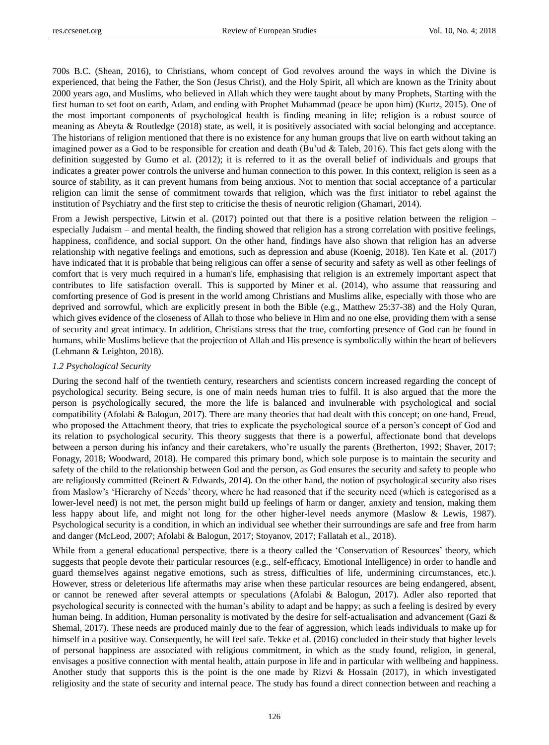700s B.C. (Shean, 2016), to Christians, whom concept of God revolves around the ways in which the Divine is experienced, that being the Father, the Son (Jesus Christ), and the Holy Spirit, all which are known as the Trinity about 2000 years ago, and Muslims, who believed in Allah which they were taught about by many Prophets, Starting with the first human to set foot on earth, Adam, and ending with Prophet Muhammad (peace be upon him) (Kurtz, 2015). One of the most important components of psychological health is finding meaning in life; religion is a robust source of meaning as Abeyta & Routledge (2018) state, as well, it is positively associated with social belonging and acceptance. The historians of religion mentioned that there is no existence for any human groups that live on earth without taking an imagined power as a God to be responsible for creation and death (Bu'ud & Taleb, 2016). This fact gets along with the definition suggested by Gumo et al. (2012); it is referred to it as the overall belief of individuals and groups that indicates a greater power controls the universe and human connection to this power. In this context, religion is seen as a source of stability, as it can prevent humans from being anxious. Not to mention that social acceptance of a particular religion can limit the sense of commitment towards that religion, which was the first initiator to rebel against the institution of Psychiatry and the first step to criticise the thesis of neurotic religion (Ghamari, 2014).

From a Jewish perspective, Litwin et al. (2017) pointed out that there is a positive relation between the religion – especially Judaism – and mental health, the finding showed that religion has a strong correlation with positive feelings, happiness, confidence, and social support. On the other hand, findings have also shown that religion has an adverse relationship with negative feelings and emotions, such as depression and abuse (Koenig, 2018). Ten Kate et al. (2017) have indicated that it is probable that being religious can offer a sense of security and safety as well as other feelings of comfort that is very much required in a human's life, emphasising that religion is an extremely important aspect that contributes to life satisfaction overall. This is supported by Miner et al. (2014), who assume that reassuring and comforting presence of God is present in the world among Christians and Muslims alike, especially with those who are deprived and sorrowful, which are explicitly present in both the Bible (e.g., Matthew 25:37-38) and the Holy Quran, which gives evidence of the closeness of Allah to those who believe in Him and no one else, providing them with a sense of security and great intimacy. In addition, Christians stress that the true, comforting presence of God can be found in humans, while Muslims believe that the projection of Allah and His presence is symbolically within the heart of believers (Lehmann & Leighton, 2018).

### *1.2 Psychological Security*

During the second half of the twentieth century, researchers and scientists concern increased regarding the concept of psychological security. Being secure, is one of main needs human tries to fulfil. It is also argued that the more the person is psychologically secured, the more the life is balanced and invulnerable with psychological and social compatibility (Afolabi & Balogun, 2017). There are many theories that had dealt with this concept; on one hand, Freud, who proposed the Attachment theory, that tries to explicate the psychological source of a person's concept of God and its relation to psychological security. This theory suggests that there is a powerful, affectionate bond that develops between a person during his infancy and their caretakers, who're usually the parents (Bretherton, 1992; Shaver, 2017; Fonagy, 2018; Woodward, 2018). He compared this primary bond, which sole purpose is to maintain the security and safety of the child to the relationship between God and the person, as God ensures the security and safety to people who are religiously committed (Reinert & Edwards, 2014). On the other hand, the notion of psychological security also rises from Maslow's 'Hierarchy of Needs' theory, where he had reasoned that if the security need (which is categorised as a lower-level need) is not met, the person might build up feelings of harm or danger, anxiety and tension, making them less happy about life, and might not long for the other higher-level needs anymore (Maslow & Lewis, 1987). Psychological security is a condition, in which an individual see whether their surroundings are safe and free from harm and danger (McLeod, 2007; Afolabi & Balogun, 2017; Stoyanov, 2017; Fallatah et al., 2018).

While from a general educational perspective, there is a theory called the 'Conservation of Resources' theory, which suggests that people devote their particular resources (e.g., self-efficacy, Emotional Intelligence) in order to handle and guard themselves against negative emotions, such as stress, difficulties of life, undermining circumstances, etc.). However, stress or deleterious life aftermaths may arise when these particular resources are being endangered, absent, or cannot be renewed after several attempts or speculations (Afolabi & Balogun, 2017). Adler also reported that psychological security is connected with the human's ability to adapt and be happy; as such a feeling is desired by every human being. In addition, Human personality is motivated by the desire for self-actualisation and advancement (Gazi & Shemal, 2017). These needs are produced mainly due to the fear of aggression, which leads individuals to make up for himself in a positive way. Consequently, he will feel safe. Tekke et al. (2016) concluded in their study that higher levels of personal happiness are associated with religious commitment, in which as the study found, religion, in general, envisages a positive connection with mental health, attain purpose in life and in particular with wellbeing and happiness. Another study that supports this is the point is the one made by Rizvi & Hossain (2017), in which investigated religiosity and the state of security and internal peace. The study has found a direct connection between and reaching a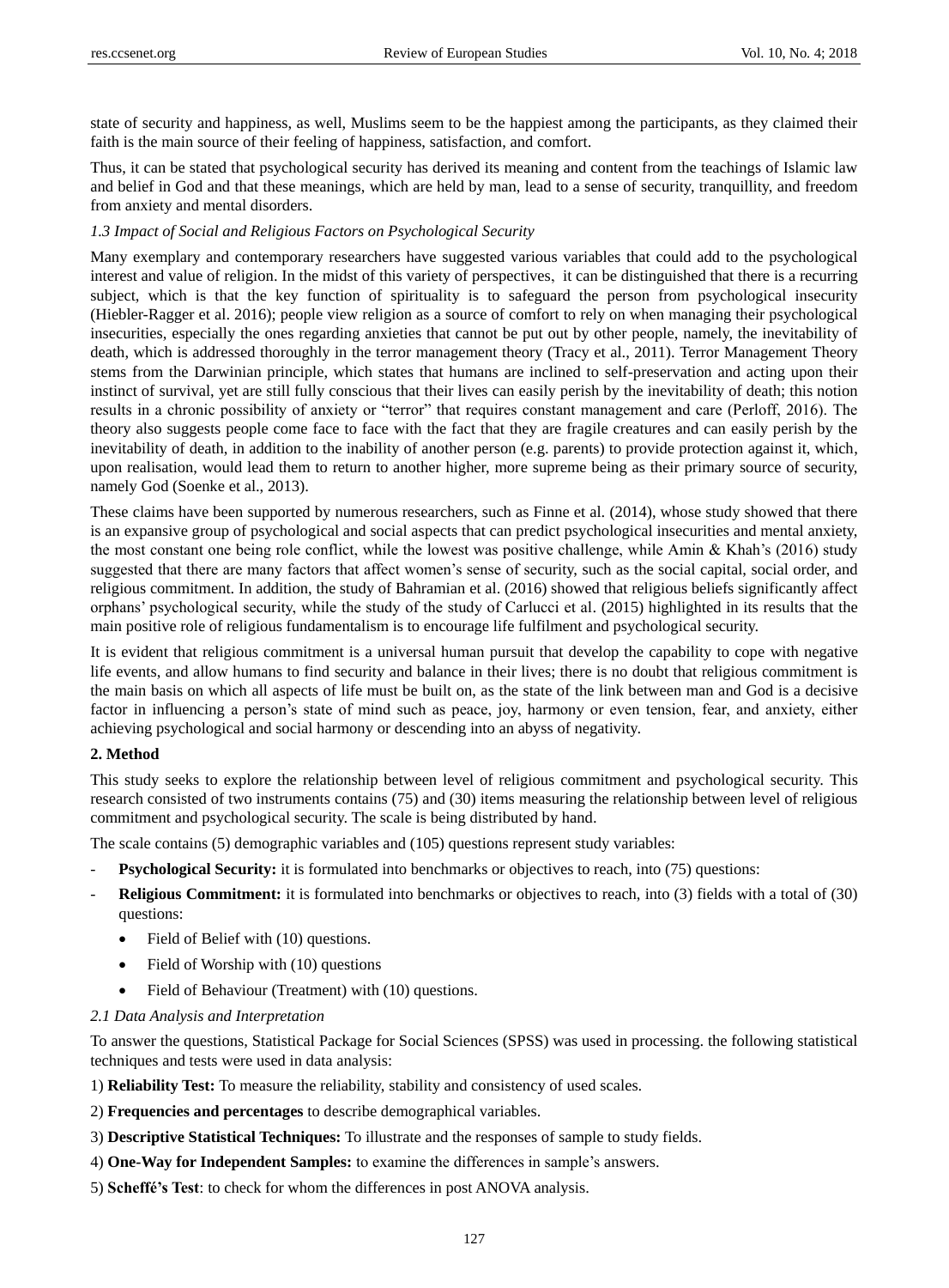state of security and happiness, as well, Muslims seem to be the happiest among the participants, as they claimed their faith is the main source of their feeling of happiness, satisfaction, and comfort.

Thus, it can be stated that psychological security has derived its meaning and content from the teachings of Islamic law and belief in God and that these meanings, which are held by man, lead to a sense of security, tranquillity, and freedom from anxiety and mental disorders.

### *1.3 Impact of Social and Religious Factors on Psychological Security*

Many exemplary and contemporary researchers have suggested various variables that could add to the psychological interest and value of religion. In the midst of this variety of perspectives, it can be distinguished that there is a recurring subject, which is that the key function of spirituality is to safeguard the person from psychological insecurity (Hiebler-Ragger et al. 2016); people view religion as a source of comfort to rely on when managing their psychological insecurities, especially the ones regarding anxieties that cannot be put out by other people, namely, the inevitability of death, which is addressed thoroughly in the terror management theory (Tracy et al., 2011). Terror Management Theory stems from the Darwinian principle, which states that humans are inclined to self-preservation and acting upon their instinct of survival, yet are still fully conscious that their lives can easily perish by the inevitability of death; this notion results in a chronic possibility of anxiety or "terror" that requires constant management and care (Perloff, 2016). The theory also suggests people come face to face with the fact that they are fragile creatures and can easily perish by the inevitability of death, in addition to the inability of another person (e.g. parents) to provide protection against it, which, upon realisation, would lead them to return to another higher, more supreme being as their primary source of security, namely God (Soenke et al., 2013).

These claims have been supported by numerous researchers, such as Finne et al. (2014), whose study showed that there is an expansive group of psychological and social aspects that can predict psychological insecurities and mental anxiety, the most constant one being role conflict, while the lowest was positive challenge, while Amin & Khah's (2016) study suggested that there are many factors that affect women's sense of security, such as the social capital, social order, and religious commitment. In addition, the study of Bahramian et al. (2016) showed that religious beliefs significantly affect orphans' psychological security, while the study of the study of Carlucci et al. (2015) highlighted in its results that the main positive role of religious fundamentalism is to encourage life fulfilment and psychological security.

It is evident that religious commitment is a universal human pursuit that develop the capability to cope with negative life events, and allow humans to find security and balance in their lives; there is no doubt that religious commitment is the main basis on which all aspects of life must be built on, as the state of the link between man and God is a decisive factor in influencing a person's state of mind such as peace, joy, harmony or even tension, fear, and anxiety, either achieving psychological and social harmony or descending into an abyss of negativity.

## 2. Method

This study seeks to explore the relationship between level of religious commitment and psychological security. This research consisted of two instruments contains (75) and (30) items measuring the relationship between level of religious commitment and psychological security. The scale is being distributed by hand.

The scale contains (5) demographic variables and (105) questions represent study variables:

- **Psychological Security:** it is formulated into benchmarks or objectives to reach, into (75) questions:
- **Religious Commitment:** it is formulated into benchmarks or objectives to reach, into (3) fields with a total of (30) questions:
    - Field of Belief with (10) questions.
    - Field of Worship with (10) questions
    - Field of Behaviour (Treatment) with (10) questions.

### *2.1 Data Analysis and Interpretation*

To answer the questions, Statistical Package for Social Sciences (SPSS) was used in processing. the following statistical techniques and tests were used in data analysis:

1) **Reliability Test:** To measure the reliability, stability and consistency of used scales.

2) **Frequencies and percentages** to describe demographical variables.

3) **Descriptive Statistical Techniques:** To illustrate and the responses of sample to study fields.

4) **One-Way for Independent Samples:** to examine the differences in sample's answers.

5) **Scheffé's Test**: to check for whom the differences in post ANOVA analysis.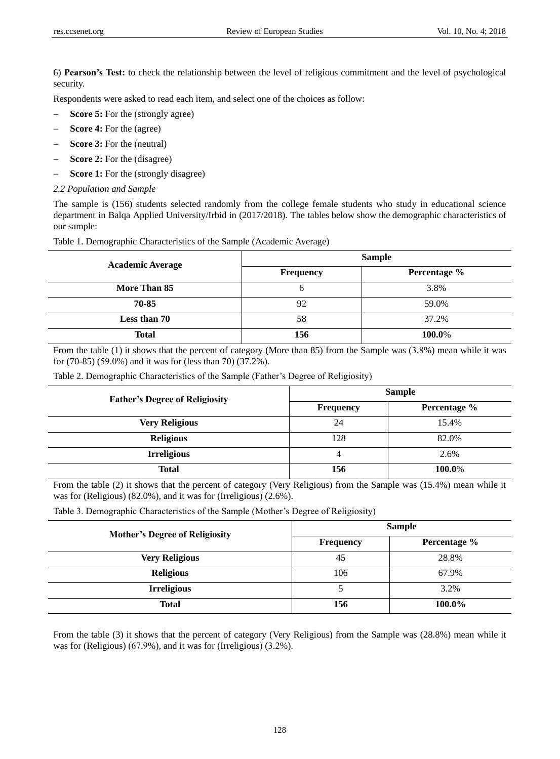6) **Pearson's Test:** to check the relationship between the level of religious commitment and the level of psychological security.

Respondents were asked to read each item, and select one of the choices as follow:

- **Score 5:** For the (strongly agree)
- **Score 4:** For the (agree)
- **Score 3:** For the (neutral)
- **Score 2:** For the (disagree)
- **Score 1:** For the (strongly disagree)

*2.2 Population and Sample*

The sample is (156) students selected randomly from the college female students who study in educational science department in Balqa Applied University/Irbid in (2017/2018). The tables below show the demographic characteristics of our sample:

Table 1. Demographic Characteristics of the Sample (Academic Average)

| **Academic Average** | **Sample** | |
|---|---|---|
| | **Frequency** | **Percentage %** |
| **More Than 85** | 6 | 3.8% |
| **70-85** | 92 | 59.0% |
| **Less than 70** | 58 | 37.2% |
| **Total** | **156** | **100.0**% |

From the table (1) it shows that the percent of category (More than 85) from the Sample was (3.8%) mean while it was for (70-85) (59.0%) and it was for (less than 70) (37.2%).

Table 2. Demographic Characteristics of the Sample (Father's Degree of Religiosity)

| **Father's Degree of Religiosity** | **Sample** | |
|---|---|---|
| | **Frequency** | **Percentage %** |
| **Very Religious** | 24 | 15.4% |
| **Religious** | 128 | 82.0% |
| **Irreligious** | 4 | 2.6% |
| **Total** | **156** | **100.0**% |

From the table (2) it shows that the percent of category (Very Religious) from the Sample was (15.4%) mean while it was for (Religious) (82.0%), and it was for (Irreligious) (2.6%).

Table 3. Demographic Characteristics of the Sample (Mother's Degree of Religiosity)

| **Mother's Degree of Religiosity** | **Sample** | |
|---|---|---|
| | **Frequency** | **Percentage %** |
| **Very Religious** | 45 | 28.8% |
| **Religious** | 106 | 67.9% |
| **Irreligious** | 5 | 3.2% |
| **Total** | **156** | **100.0%** |

From the table (3) it shows that the percent of category (Very Religious) from the Sample was (28.8%) mean while it was for (Religious) (67.9%), and it was for (Irreligious) (3.2%).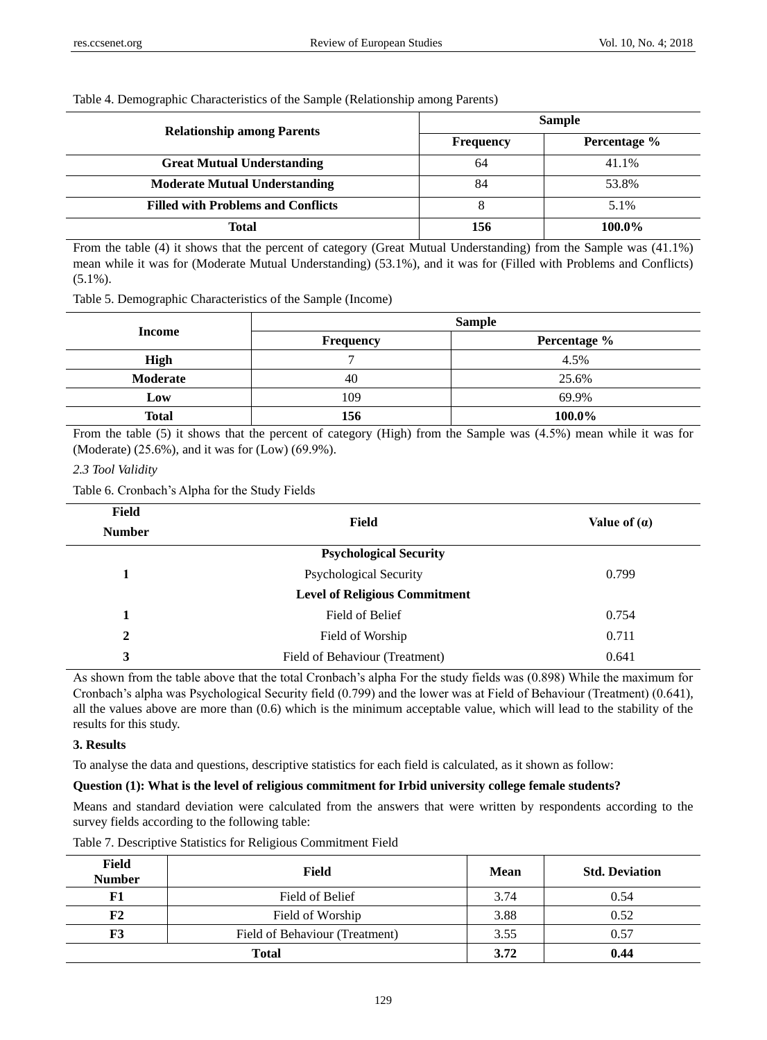Table 4. Demographic Characteristics of the Sample (Relationship among Parents)

| Relationship among Parents | Sample | |
|---|---|---|
| | Frequency | Percentage % |
| Great Mutual Understanding | 64 | 41.1% |
| Moderate Mutual Understanding | 84 | 53.8% |
| Filled with Problems and Conflicts | 8 | 5.1% |
| **Total** | **156** | **100.0%** |

From the table (4) it shows that the percent of category (Great Mutual Understanding) from the Sample was (41.1%) mean while it was for (Moderate Mutual Understanding) (53.1%), and it was for (Filled with Problems and Conflicts) (5.1%).

Table 5. Demographic Characteristics of the Sample (Income)

| Income | Sample | |
|---|---|---|
| | Frequency | Percentage % |
| High | 7 | 4.5% |
| Moderate | 40 | 25.6% |
| Low | 109 | 69.9% |
| **Total** | **156** | **100.0%** |

From the table (5) it shows that the percent of category (High) from the Sample was (4.5%) mean while it was for (Moderate) (25.6%), and it was for (Low) (69.9%).

*2.3 Tool Validity*

Table 6. Cronbach's Alpha for the Study Fields

| Field Number | Field | Value of (α) |
|---|---|---|
| | **Psychological Security** | |
| 1 | Psychological Security | 0.799 |
| | **Level of Religious Commitment** | |
| 1 | Field of Belief | 0.754 |
| 2 | Field of Worship | 0.711 |
| 3 | Field of Behaviour (Treatment) | 0.641 |

As shown from the table above that the total Cronbach's alpha For the study fields was (0.898) While the maximum for Cronbach's alpha was Psychological Security field (0.799) and the lower was at Field of Behaviour (Treatment) (0.641), all the values above are more than (0.6) which is the minimum acceptable value, which will lead to the stability of the results for this study.

### 3. Results

To analyse the data and questions, descriptive statistics for each field is calculated, as it shown as follow:

**Question (1): What is the level of religious commitment for Irbid university college female students?**

Means and standard deviation were calculated from the answers that were written by respondents according to the survey fields according to the following table:

Table 7. Descriptive Statistics for Religious Commitment Field

| Field Number | Field | Mean | Std. Deviation |
|---|---|---|---|
| F1 | Field of Belief | 3.74 | 0.54 |
| F2 | Field of Worship | 3.88 | 0.52 |
| F3 | Field of Behaviour (Treatment) | 3.55 | 0.57 |
| **Total** | | **3.72** | **0.44** |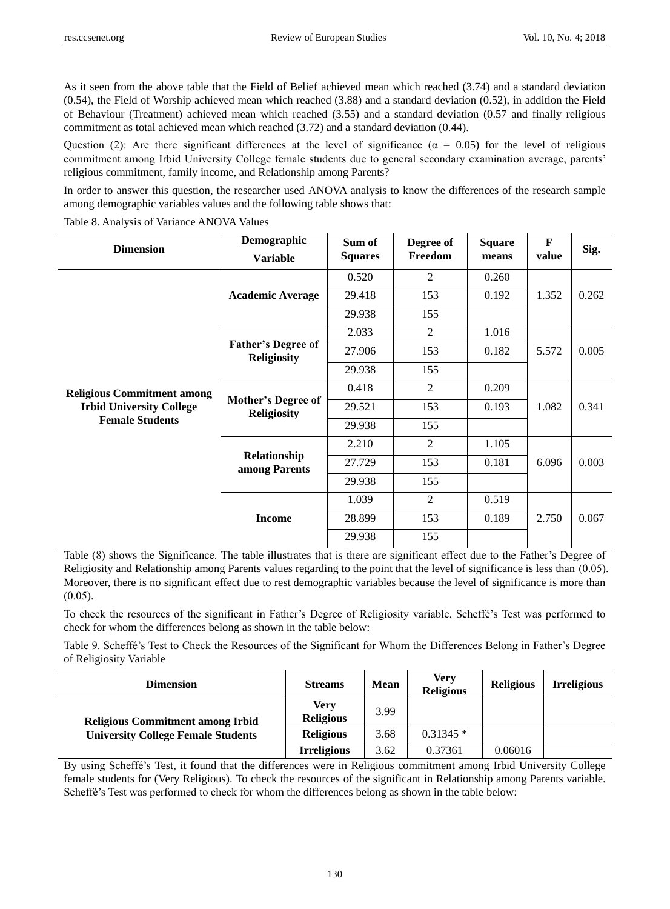As it seen from the above table that the Field of Belief achieved mean which reached (3.74) and a standard deviation (0.54), the Field of Worship achieved mean which reached (3.88) and a standard deviation (0.52), in addition the Field of Behaviour (Treatment) achieved mean which reached (3.55) and a standard deviation (0.57 and finally religious commitment as total achieved mean which reached (3.72) and a standard deviation (0.44).

Question (2): Are there significant differences at the level of significance ($\alpha = 0.05$) for the level of religious commitment among Irbid University College female students due to general secondary examination average, parents' religious commitment, family income, and Relationship among Parents?

In order to answer this question, the researcher used ANOVA analysis to know the differences of the research sample among demographic variables values and the following table shows that:

Table 8. Analysis of Variance ANOVA Values

| Dimension | Demographic Variable | Sum of Squares | Degree of Freedom | Square means | F value | Sig. |
|---|---|---|---|---|---|---|
| Religious Commitment among Irbid University College Female Students | Academic Average | 0.520 | 2 | 0.260 | 1.352 | 0.262 |
| | | 29.418 | 153 | 0.192 | | |
| | | 29.938 | 155 | | | |
| | Father's Degree of Religiosity | 2.033 | 2 | 1.016 | 5.572 | 0.005 |
| | | 27.906 | 153 | 0.182 | | |
| | | 29.938 | 155 | | | |
| | Mother's Degree of Religiosity | 0.418 | 2 | 0.209 | 1.082 | 0.341 |
| | | 29.521 | 153 | 0.193 | | |
| | | 29.938 | 155 | | | |
| | Relationship among Parents | 2.210 | 2 | 1.105 | 6.096 | 0.003 |
| | | 27.729 | 153 | 0.181 | | |
| | | 29.938 | 155 | | | |
| | Income | 1.039 | 2 | 0.519 | 2.750 | 0.067 |
| | | 28.899 | 153 | 0.189 | | |
| | | 29.938 | 155 | | | |

Table (8) shows the Significance. The table illustrates that is there are significant effect due to the Father's Degree of Religiosity and Relationship among Parents values regarding to the point that the level of significance is less than (0.05). Moreover, there is no significant effect due to rest demographic variables because the level of significance is more than (0.05).

To check the resources of the significant in Father's Degree of Religiosity variable. Scheffé's Test was performed to check for whom the differences belong as shown in the table below:

Table 9. Scheffé's Test to Check the Resources of the Significant for Whom the Differences Belong in Father's Degree of Religiosity Variable

| Dimension | Streams | Mean | Very Religious | Religious | Irreligious |
|---|---|---|---|---|---|
| Religious Commitment among Irbid University College Female Students | Very Religious | 3.99 | | | |
| | Religious | 3.68 | 0.31345 * | | |
| | Irreligious | 3.62 | 0.37361 | 0.06016 | |

By using Scheffé's Test, it found that the differences were in Religious commitment among Irbid University College female students for (Very Religious). To check the resources of the significant in Relationship among Parents variable. Scheffé's Test was performed to check for whom the differences belong as shown in the table below: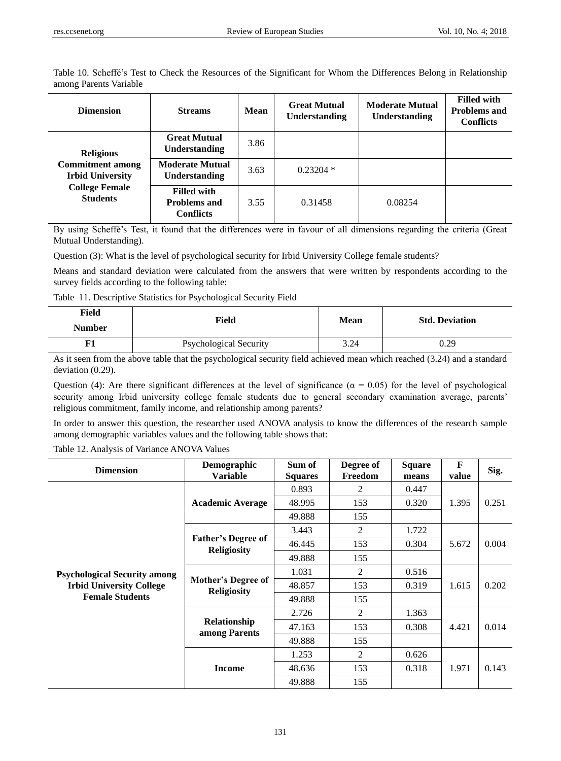Table 10. Scheffé's Test to Check the Resources of the Significant for Whom the Differences Belong in Relationship among Parents Variable

| Dimension | Streams | Mean | Great Mutual Understanding | Moderate Mutual Understanding | Filled with Problems and Conflicts |
|---|---|---|---|---|---|
| Religious Commitment among Irbid University College Female Students | Great Mutual Understanding | 3.86 | | | |
| | Moderate Mutual Understanding | 3.63 | 0.23204 * | | |
| | Filled with Problems and Conflicts | 3.55 | 0.31458 | 0.08254 | |

By using Scheffé's Test, it found that the differences were in favour of all dimensions regarding the criteria (Great Mutual Understanding).

Question (3): What is the level of psychological security for Irbid University College female students?

Means and standard deviation were calculated from the answers that were written by respondents according to the survey fields according to the following table:

Table 11. Descriptive Statistics for Psychological Security Field

| Field Number | Field | Mean | Std. Deviation |
|---|---|---|---|
| F1 | Psychological Security | 3.24 | 0.29 |

As it seen from the above table that the psychological security field achieved mean which reached (3.24) and a standard deviation (0.29).

Question (4): Are there significant differences at the level of significance ($\alpha = 0.05$) for the level of psychological security among Irbid university college female students due to general secondary examination average, parents' religious commitment, family income, and relationship among parents?

In order to answer this question, the researcher used ANOVA analysis to know the differences of the research sample among demographic variables values and the following table shows that:

Table 12. Analysis of Variance ANOVA Values

| Dimension | Demographic Variable | Sum of Squares | Degree of Freedom | Square means | F value | Sig. |
|---|---|---|---|---|---|---|
| Psychological Security among Irbid University College Female Students | Academic Average | 0.893 | 2 | 0.447 | 1.395 | 0.251 |
| | | 48.995 | 153 | 0.320 | | |
| | | 49.888 | 155 | | | |
| | Father's Degree of Religiosity | 3.443 | 2 | 1.722 | 5.672 | 0.004 |
| | | 46.445 | 153 | 0.304 | | |
| | | 49.888 | 155 | | | |
| | Mother's Degree of Religiosity | 1.031 | 2 | 0.516 | 1.615 | 0.202 |
| | | 48.857 | 153 | 0.319 | | |
| | | 49.888 | 155 | | | |
| | Relationship among Parents | 2.726 | 2 | 1.363 | 4.421 | 0.014 |
| | | 47.163 | 153 | 0.308 | | |
| | | 49.888 | 155 | | | |
| | Income | 1.253 | 2 | 0.626 | 1.971 | 0.143 |
| | | 48.636 | 153 | 0.318 | | |
| | | 49.888 | 155 | | | |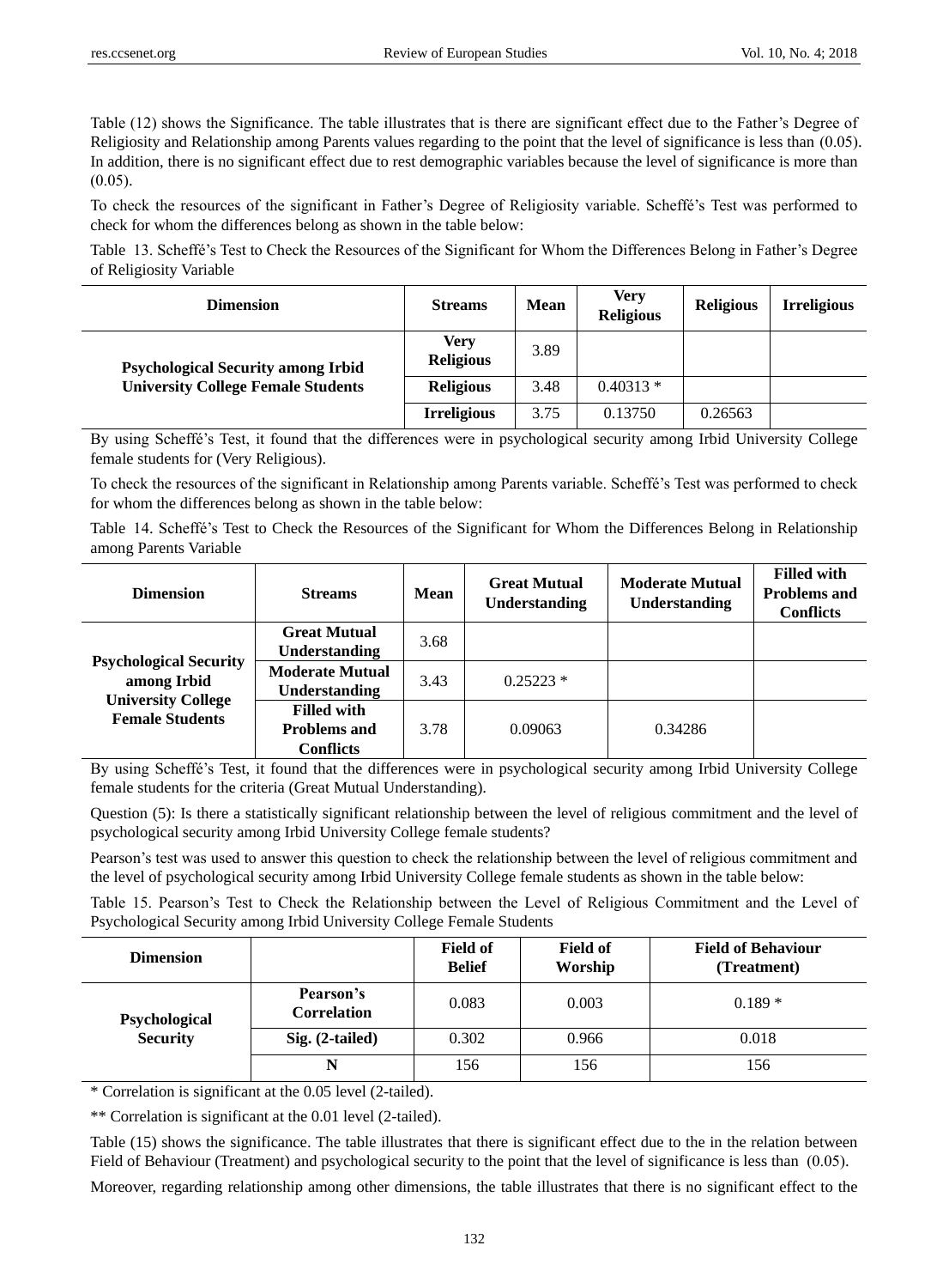Table (12) shows the Significance. The table illustrates that is there are significant effect due to the Father's Degree of Religiosity and Relationship among Parents values regarding to the point that the level of significance is less than (0.05). In addition, there is no significant effect due to rest demographic variables because the level of significance is more than (0.05).

To check the resources of the significant in Father's Degree of Religiosity variable. Scheffé's Test was performed to check for whom the differences belong as shown in the table below:

Table 13. Scheffé's Test to Check the Resources of the Significant for Whom the Differences Belong in Father's Degree of Religiosity Variable

| Dimension | Streams | Mean | Very Religious | Religious | Irreligious |
|---|---|---|---|---|---|
| Psychological Security among Irbid University College Female Students | Very Religious | 3.89 | | | |
| | Religious | 3.48 | 0.40313 * | | |
| | Irreligious | 3.75 | 0.13750 | 0.26563 | |

By using Scheffé's Test, it found that the differences were in psychological security among Irbid University College female students for (Very Religious).

To check the resources of the significant in Relationship among Parents variable. Scheffé's Test was performed to check for whom the differences belong as shown in the table below:

Table 14. Scheffé's Test to Check the Resources of the Significant for Whom the Differences Belong in Relationship among Parents Variable

| Dimension | Streams | Mean | Great Mutual Understanding | Moderate Mutual Understanding | Filled with Problems and Conflicts |
|---|---|---|---|---|---|
| Psychological Security among Irbid University College Female Students | Great Mutual Understanding | 3.68 | | | |
| | Moderate Mutual Understanding | 3.43 | 0.25223 * | | |
| | Filled with Problems and Conflicts | 3.78 | 0.09063 | 0.34286 | |

By using Scheffé's Test, it found that the differences were in psychological security among Irbid University College female students for the criteria (Great Mutual Understanding).

Question (5): Is there a statistically significant relationship between the level of religious commitment and the level of psychological security among Irbid University College female students?

Pearson's test was used to answer this question to check the relationship between the level of religious commitment and the level of psychological security among Irbid University College female students as shown in the table below:

Table 15. Pearson's Test to Check the Relationship between the Level of Religious Commitment and the Level of Psychological Security among Irbid University College Female Students

| Dimension | | Field of Belief | Field of Worship | Field of Behaviour (Treatment) |
|---|---|---|---|---|
| Psychological Security | Pearson's Correlation | 0.083 | 0.003 | 0.189 * |
| | Sig. (2-tailed) | 0.302 | 0.966 | 0.018 |
| | N | 156 | 156 | 156 |

\* Correlation is significant at the 0.05 level (2-tailed).

\*\* Correlation is significant at the 0.01 level (2-tailed).

Table (15) shows the significance. The table illustrates that there is significant effect due to the in the relation between Field of Behaviour (Treatment) and psychological security to the point that the level of significance is less than (0.05).

Moreover, regarding relationship among other dimensions, the table illustrates that there is no significant effect to the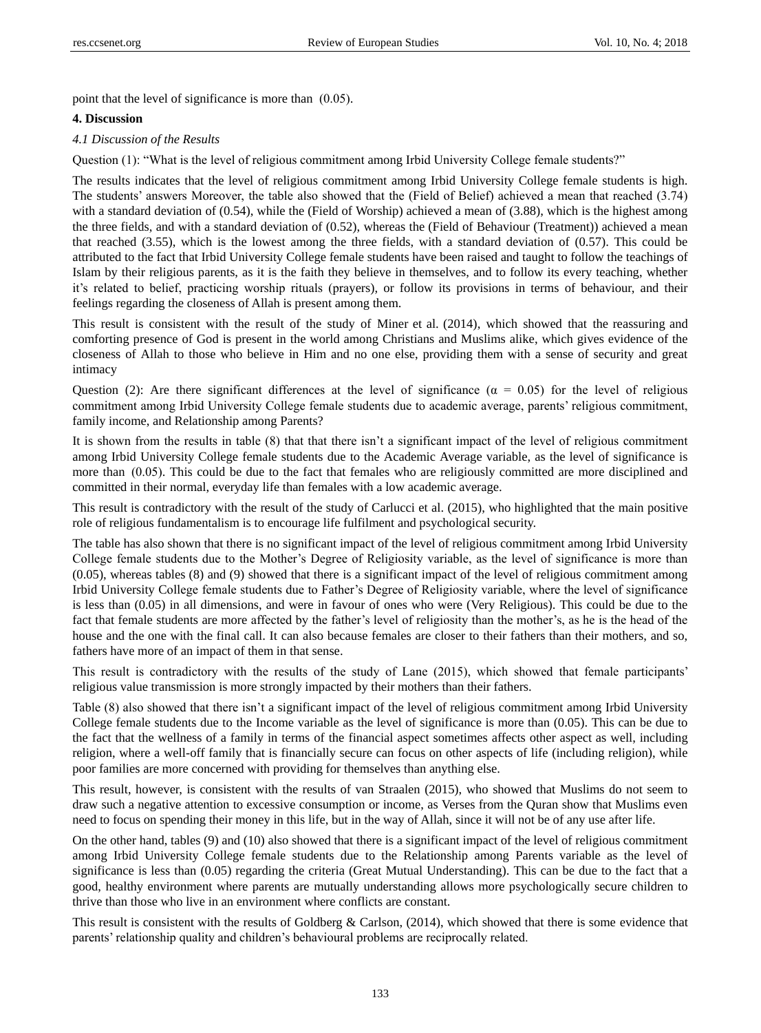point that the level of significance is more than (0.05).

## 4. Discussion

### *4.1 Discussion of the Results*

Question (1): "What is the level of religious commitment among Irbid University College female students?"

The results indicates that the level of religious commitment among Irbid University College female students is high. The students' answers Moreover, the table also showed that the (Field of Belief) achieved a mean that reached (3.74) with a standard deviation of (0.54), while the (Field of Worship) achieved a mean of (3.88), which is the highest among the three fields, and with a standard deviation of (0.52), whereas the (Field of Behaviour (Treatment)) achieved a mean that reached (3.55), which is the lowest among the three fields, with a standard deviation of (0.57). This could be attributed to the fact that Irbid University College female students have been raised and taught to follow the teachings of Islam by their religious parents, as it is the faith they believe in themselves, and to follow its every teaching, whether it's related to belief, practicing worship rituals (prayers), or follow its provisions in terms of behaviour, and their feelings regarding the closeness of Allah is present among them.

This result is consistent with the result of the study of Miner et al. (2014), which showed that the reassuring and comforting presence of God is present in the world among Christians and Muslims alike, which gives evidence of the closeness of Allah to those who believe in Him and no one else, providing them with a sense of security and great intimacy

Question (2): Are there significant differences at the level of significance ($\alpha = 0.05$) for the level of religious commitment among Irbid University College female students due to academic average, parents' religious commitment, family income, and Relationship among Parents?

It is shown from the results in table (8) that that there isn't a significant impact of the level of religious commitment among Irbid University College female students due to the Academic Average variable, as the level of significance is more than (0.05). This could be due to the fact that females who are religiously committed are more disciplined and committed in their normal, everyday life than females with a low academic average.

This result is contradictory with the result of the study of Carlucci et al. (2015), who highlighted that the main positive role of religious fundamentalism is to encourage life fulfilment and psychological security.

The table has also shown that there is no significant impact of the level of religious commitment among Irbid University College female students due to the Mother's Degree of Religiosity variable, as the level of significance is more than (0.05), whereas tables (8) and (9) showed that there is a significant impact of the level of religious commitment among Irbid University College female students due to Father's Degree of Religiosity variable, where the level of significance is less than (0.05) in all dimensions, and were in favour of ones who were (Very Religious). This could be due to the fact that female students are more affected by the father's level of religiosity than the mother's, as he is the head of the house and the one with the final call. It can also because females are closer to their fathers than their mothers, and so, fathers have more of an impact of them in that sense.

This result is contradictory with the results of the study of Lane (2015), which showed that female participants' religious value transmission is more strongly impacted by their mothers than their fathers.

Table (8) also showed that there isn't a significant impact of the level of religious commitment among Irbid University College female students due to the Income variable as the level of significance is more than (0.05). This can be due to the fact that the wellness of a family in terms of the financial aspect sometimes affects other aspect as well, including religion, where a well-off family that is financially secure can focus on other aspects of life (including religion), while poor families are more concerned with providing for themselves than anything else.

This result, however, is consistent with the results of van Straalen (2015), who showed that Muslims do not seem to draw such a negative attention to excessive consumption or income, as Verses from the Quran show that Muslims even need to focus on spending their money in this life, but in the way of Allah, since it will not be of any use after life.

On the other hand, tables (9) and (10) also showed that there is a significant impact of the level of religious commitment among Irbid University College female students due to the Relationship among Parents variable as the level of significance is less than (0.05) regarding the criteria (Great Mutual Understanding). This can be due to the fact that a good, healthy environment where parents are mutually understanding allows more psychologically secure children to thrive than those who live in an environment where conflicts are constant.

This result is consistent with the results of Goldberg & Carlson, (2014), which showed that there is some evidence that parents' relationship quality and children's behavioural problems are reciprocally related.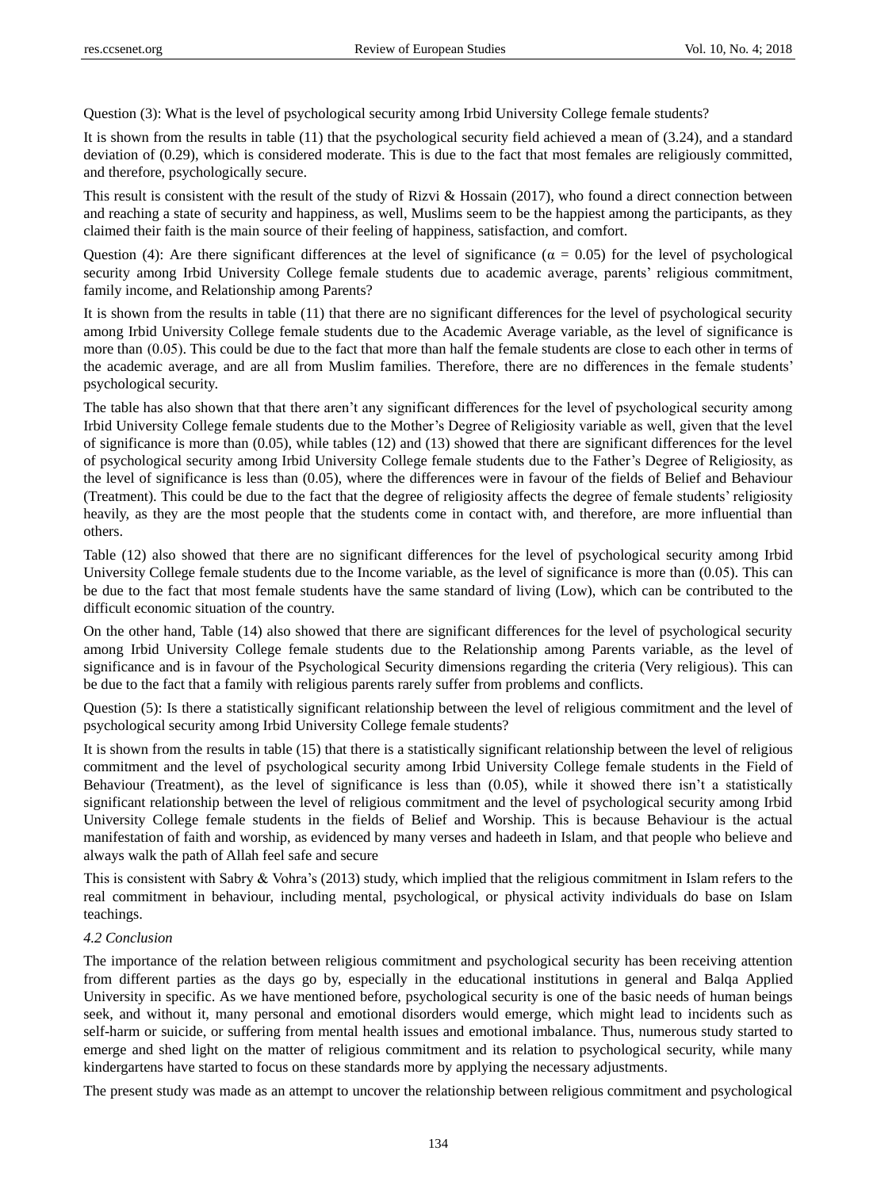Question (3): What is the level of psychological security among Irbid University College female students?

It is shown from the results in table (11) that the psychological security field achieved a mean of (3.24), and a standard deviation of (0.29), which is considered moderate. This is due to the fact that most females are religiously committed, and therefore, psychologically secure.

This result is consistent with the result of the study of Rizvi & Hossain (2017), who found a direct connection between and reaching a state of security and happiness, as well, Muslims seem to be the happiest among the participants, as they claimed their faith is the main source of their feeling of happiness, satisfaction, and comfort.

Question (4): Are there significant differences at the level of significance ($\alpha = 0.05$) for the level of psychological security among Irbid University College female students due to academic average, parents' religious commitment, family income, and Relationship among Parents?

It is shown from the results in table (11) that there are no significant differences for the level of psychological security among Irbid University College female students due to the Academic Average variable, as the level of significance is more than (0.05). This could be due to the fact that more than half the female students are close to each other in terms of the academic average, and are all from Muslim families. Therefore, there are no differences in the female students' psychological security.

The table has also shown that that there aren't any significant differences for the level of psychological security among Irbid University College female students due to the Mother's Degree of Religiosity variable as well, given that the level of significance is more than (0.05), while tables (12) and (13) showed that there are significant differences for the level of psychological security among Irbid University College female students due to the Father's Degree of Religiosity, as the level of significance is less than (0.05), where the differences were in favour of the fields of Belief and Behaviour (Treatment). This could be due to the fact that the degree of religiosity affects the degree of female students' religiosity heavily, as they are the most people that the students come in contact with, and therefore, are more influential than others.

Table (12) also showed that there are no significant differences for the level of psychological security among Irbid University College female students due to the Income variable, as the level of significance is more than (0.05). This can be due to the fact that most female students have the same standard of living (Low), which can be contributed to the difficult economic situation of the country.

On the other hand, Table (14) also showed that there are significant differences for the level of psychological security among Irbid University College female students due to the Relationship among Parents variable, as the level of significance and is in favour of the Psychological Security dimensions regarding the criteria (Very religious). This can be due to the fact that a family with religious parents rarely suffer from problems and conflicts.

Question (5): Is there a statistically significant relationship between the level of religious commitment and the level of psychological security among Irbid University College female students?

It is shown from the results in table (15) that there is a statistically significant relationship between the level of religious commitment and the level of psychological security among Irbid University College female students in the Field of Behaviour (Treatment), as the level of significance is less than (0.05), while it showed there isn't a statistically significant relationship between the level of religious commitment and the level of psychological security among Irbid University College female students in the fields of Belief and Worship. This is because Behaviour is the actual manifestation of faith and worship, as evidenced by many verses and hadeeth in Islam, and that people who believe and always walk the path of Allah feel safe and secure

This is consistent with Sabry & Vohra's (2013) study, which implied that the religious commitment in Islam refers to the real commitment in behaviour, including mental, psychological, or physical activity individuals do base on Islam teachings.

### *4.2 Conclusion*

The importance of the relation between religious commitment and psychological security has been receiving attention from different parties as the days go by, especially in the educational institutions in general and Balqa Applied University in specific. As we have mentioned before, psychological security is one of the basic needs of human beings seek, and without it, many personal and emotional disorders would emerge, which might lead to incidents such as self-harm or suicide, or suffering from mental health issues and emotional imbalance. Thus, numerous study started to emerge and shed light on the matter of religious commitment and its relation to psychological security, while many kindergartens have started to focus on these standards more by applying the necessary adjustments.

The present study was made as an attempt to uncover the relationship between religious commitment and psychological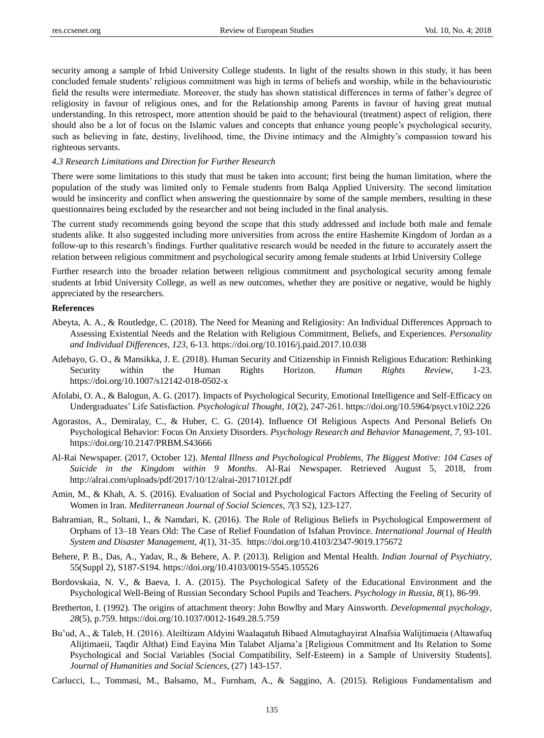security among a sample of Irbid University College students. In light of the results shown in this study, it has been concluded female students' religious commitment was high in terms of beliefs and worship, while in the behaviouristic field the results were intermediate. Moreover, the study has shown statistical differences in terms of father's degree of religiosity in favour of religious ones, and for the Relationship among Parents in favour of having great mutual understanding. In this retrospect, more attention should be paid to the behavioural (treatment) aspect of religion, there should also be a lot of focus on the Islamic values and concepts that enhance young people's psychological security, such as believing in fate, destiny, livelihood, time, the Divine intimacy and the Almighty's compassion toward his righteous servants.

### *4.3 Research Limitations and Direction for Further Research*

There were some limitations to this study that must be taken into account; first being the human limitation, where the population of the study was limited only to Female students from Balqa Applied University. The second limitation would be insincerity and conflict when answering the questionnaire by some of the sample members, resulting in these questionnaires being excluded by the researcher and not being included in the final analysis.

The current study recommends going beyond the scope that this study addressed and include both male and female students alike. It also suggested including more universities from across the entire Hashemite Kingdom of Jordan as a follow-up to this research's findings. Further qualitative research would be needed in the future to accurately assert the relation between religious commitment and psychological security among female students at Irbid University College

Further research into the broader relation between religious commitment and psychological security among female students at Irbid University College, as well as new outcomes, whether they are positive or negative, would be highly appreciated by the researchers.

**References**

Abeyta, A. A., & Routledge, C. (2018). The Need for Meaning and Religiosity: An Individual Differences Approach to Assessing Existential Needs and the Relation with Religious Commitment, Beliefs, and Experiences. *Personality and Individual Differences, 123*, 6-13. https://doi.org/10.1016/j.paid.2017.10.038

Adebayo, G. O., & Mansikka, J. E. (2018). Human Security and Citizenship in Finnish Religious Education: Rethinking Security within the Human Rights Horizon. *Human Rights Review*, 1-23. https://doi.org/10.1007/s12142-018-0502-x

Afolabi, O. A., & Balogun, A. G. (2017). Impacts of Psychological Security, Emotional Intelligence and Self-Efficacy on Undergraduates' Life Satisfaction. *Psychological Thought, 10*(2), 247-261. https://doi.org/10.5964/psyct.v10i2.226

Agorastos, A., Demiralay, C., & Huber, C. G. (2014). Influence Of Religious Aspects And Personal Beliefs On Psychological Behavior: Focus On Anxiety Disorders. *Psychology Research and Behavior Management, 7*, 93-101. https://doi.org/10.2147/PRBM.S43666

Al-Rai Newspaper. (2017, October 12). *Mental Illness and Psychological Problems, The Biggest Motive: 104 Cases of Suicide in the Kingdom within 9 Months*. Al-Rai Newspaper. Retrieved August 5, 2018, from http://alrai.com/uploads/pdf/2017/10/12/alrai-20171012f.pdf

Amin, M., & Khah, A. S. (2016). Evaluation of Social and Psychological Factors Affecting the Feeling of Security of Women in Iran. *Mediterranean Journal of Social Sciences, 7*(3 S2), 123-127.

Bahramian, R., Soltani, I., & Namdari, K. (2016). The Role of Religious Beliefs in Psychological Empowerment of Orphans of 13–18 Years Old: The Case of Relief Foundation of Isfahan Province. *International Journal of Health System and Disaster Management, 4*(1), 31-35. https://doi.org/10.4103/2347-9019.175672

Behere, P. B., Das, A., Yadav, R., & Behere, A. P. (2013). Religion and Mental Health. *Indian Journal of Psychiatry*, 55(Suppl 2), S187-S194. https://doi.org/10.4103/0019-5545.105526

Bordovskaia, N. V., & Baeva, I. A. (2015). The Psychological Safety of the Educational Environment and the Psychological Well-Being of Russian Secondary School Pupils and Teachers. *Psychology in Russia, 8*(1), 86-99.

Bretherton, I. (1992). The origins of attachment theory: John Bowlby and Mary Ainsworth. *Developmental psychology, 28*(5), p.759. https://doi.org/10.1037/0012-1649.28.5.759

Bu'ud, A., & Taleb, H. (2016). Aleiltizam Aldyini Waalaqatuh Bibaed Almutaghayirat Alnafsia Walijtimaeia (Altawafuq Alijtimaeii, Taqdir Althat) Eind Eayina Min Talabet Aljama'a [Religious Commitment and Its Relation to Some Psychological and Social Variables (Social Compatibility, Self-Esteem) in a Sample of University Students]. *Journal of Humanities and Social Sciences*, (27) 143-157.

Carlucci, L., Tommasi, M., Balsamo, M., Furnham, A., & Saggino, A. (2015). Religious Fundamentalism and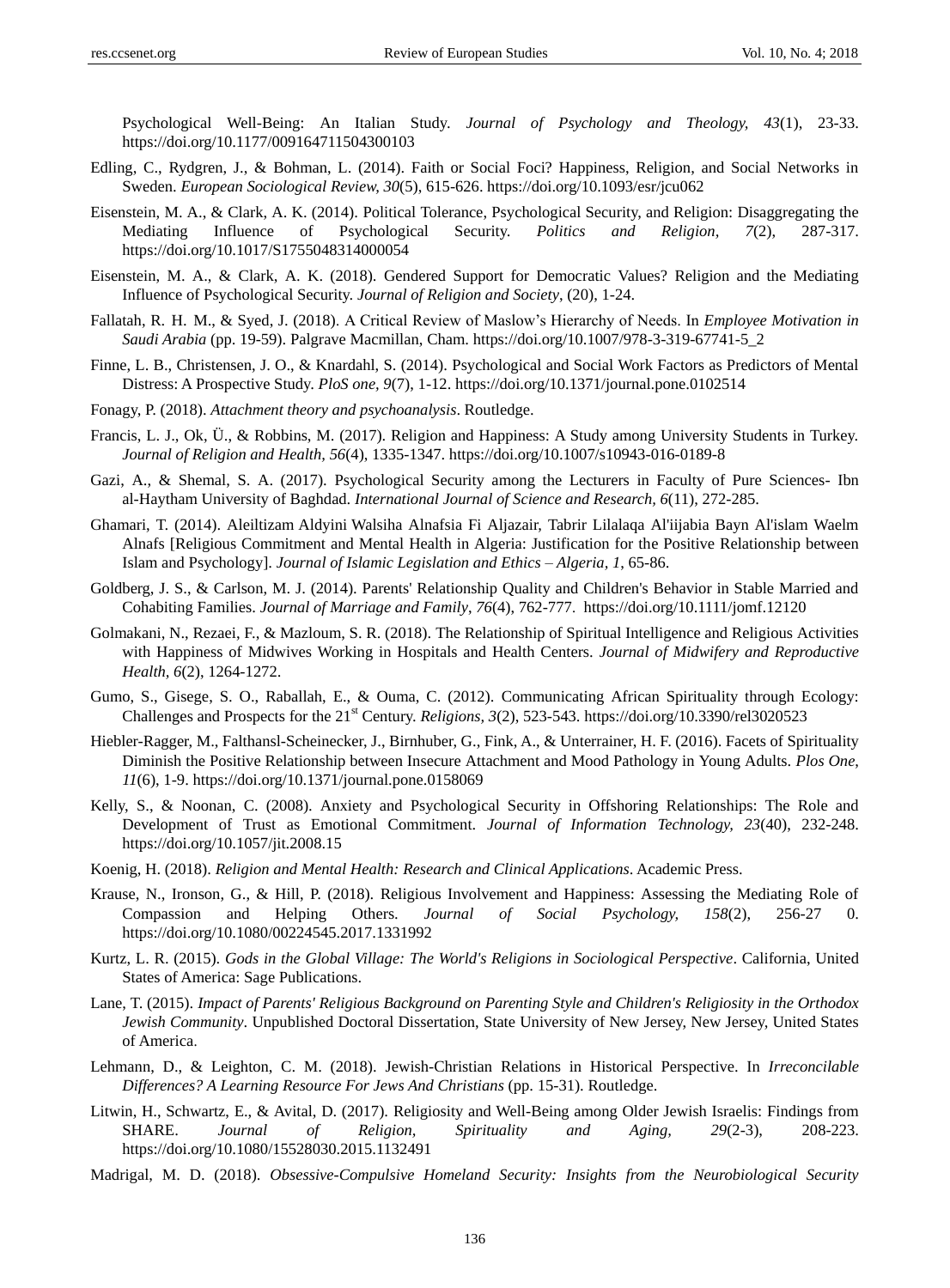Psychological Well-Being: An Italian Study. *Journal of Psychology and Theology, 43*(1), 23-33. https://doi.org/10.1177/009164711504300103

Edling, C., Rydgren, J., & Bohman, L. (2014). Faith or Social Foci? Happiness, Religion, and Social Networks in Sweden. *European Sociological Review, 30*(5), 615-626. https://doi.org/10.1093/esr/jcu062

Eisenstein, M. A., & Clark, A. K. (2014). Political Tolerance, Psychological Security, and Religion: Disaggregating the Mediating Influence of Psychological Security. *Politics and Religion, 7*(2), 287-317. https://doi.org/10.1017/S1755048314000054

Eisenstein, M. A., & Clark, A. K. (2018). Gendered Support for Democratic Values? Religion and the Mediating Influence of Psychological Security. *Journal of Religion and Society*, (20), 1-24.

Fallatah, R. H. M., & Syed, J. (2018). A Critical Review of Maslow's Hierarchy of Needs. In *Employee Motivation in Saudi Arabia* (pp. 19-59). Palgrave Macmillan, Cham. https://doi.org/10.1007/978-3-319-67741-5_2

Finne, L. B., Christensen, J. O., & Knardahl, S. (2014). Psychological and Social Work Factors as Predictors of Mental Distress: A Prospective Study. *PloS one, 9*(7), 1-12. https://doi.org/10.1371/journal.pone.0102514

Fonagy, P. (2018). *Attachment theory and psychoanalysis*. Routledge.

Francis, L. J., Ok, Ü., & Robbins, M. (2017). Religion and Happiness: A Study among University Students in Turkey. *Journal of Religion and Health, 56*(4), 1335-1347. https://doi.org/10.1007/s10943-016-0189-8

Gazi, A., & Shemal, S. A. (2017). Psychological Security among the Lecturers in Faculty of Pure Sciences- Ibn al-Haytham University of Baghdad. *International Journal of Science and Research, 6*(11), 272-285.

Ghamari, T. (2014). Aleiltizam Aldyini Walsiha Alnafsia Fi Aljazair, Tabrir Lilalaqa Al'iijabia Bayn Al'islam Waelm Alnafs [Religious Commitment and Mental Health in Algeria: Justification for the Positive Relationship between Islam and Psychology]. *Journal of Islamic Legislation and Ethics – Algeria, 1*, 65-86.

Goldberg, J. S., & Carlson, M. J. (2014). Parents' Relationship Quality and Children's Behavior in Stable Married and Cohabiting Families. *Journal of Marriage and Family, 76*(4), 762-777. https://doi.org/10.1111/jomf.12120

Golmakani, N., Rezaei, F., & Mazloum, S. R. (2018). The Relationship of Spiritual Intelligence and Religious Activities with Happiness of Midwives Working in Hospitals and Health Centers. *Journal of Midwifery and Reproductive Health, 6*(2), 1264-1272.

Gumo, S., Gisege, S. O., Raballah, E., & Ouma, C. (2012). Communicating African Spirituality through Ecology: Challenges and Prospects for the 21st Century. *Religions, 3*(2), 523-543. https://doi.org/10.3390/rel3020523

Hiebler-Ragger, M., Falthansl-Scheinecker, J., Birnhuber, G., Fink, A., & Unterrainer, H. F. (2016). Facets of Spirituality Diminish the Positive Relationship between Insecure Attachment and Mood Pathology in Young Adults. *Plos One, 11*(6), 1-9. https://doi.org/10.1371/journal.pone.0158069

Kelly, S., & Noonan, C. (2008). Anxiety and Psychological Security in Offshoring Relationships: The Role and Development of Trust as Emotional Commitment. *Journal of Information Technology, 23*(40), 232-248. https://doi.org/10.1057/jit.2008.15

Koenig, H. (2018). *Religion and Mental Health: Research and Clinical Applications*. Academic Press.

Krause, N., Ironson, G., & Hill, P. (2018). Religious Involvement and Happiness: Assessing the Mediating Role of Compassion and Helping Others. *Journal of Social Psychology, 158*(2), 256-27 0. https://doi.org/10.1080/00224545.2017.1331992

Kurtz, L. R. (2015). *Gods in the Global Village: The World's Religions in Sociological Perspective*. California, United States of America: Sage Publications.

Lane, T. (2015). *Impact of Parents' Religious Background on Parenting Style and Children's Religiosity in the Orthodox Jewish Community*. Unpublished Doctoral Dissertation, State University of New Jersey, New Jersey, United States of America.

Lehmann, D., & Leighton, C. M. (2018). Jewish-Christian Relations in Historical Perspective. In *Irreconcilable Differences? A Learning Resource For Jews And Christians* (pp. 15-31). Routledge.

Litwin, H., Schwartz, E., & Avital, D. (2017). Religiosity and Well-Being among Older Jewish Israelis: Findings from SHARE. *Journal of Religion, Spirituality and Aging, 29*(2-3), 208-223. https://doi.org/10.1080/15528030.2015.1132491

Madrigal, M. D. (2018). *Obsessive-Compulsive Homeland Security: Insights from the Neurobiological Security*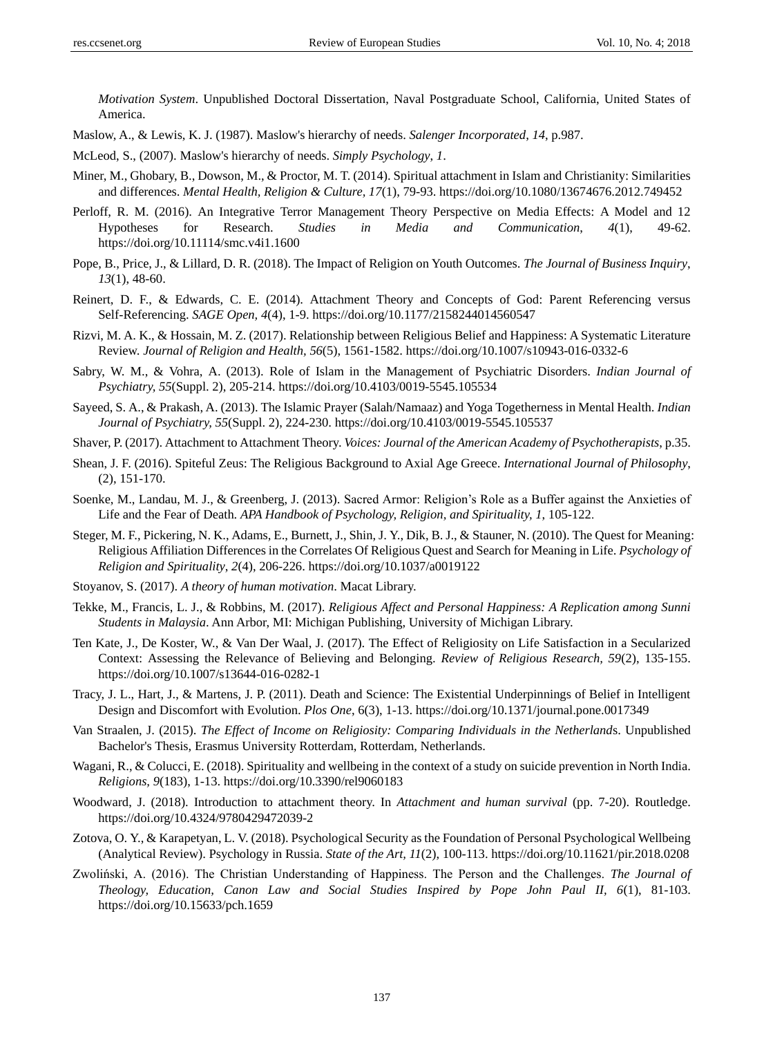*Motivation System*. Unpublished Doctoral Dissertation, Naval Postgraduate School, California, United States of America.

Maslow, A., & Lewis, K. J. (1987). Maslow's hierarchy of needs. *Salenger Incorporated*, *14*, p.987.

McLeod, S., (2007). Maslow's hierarchy of needs. *Simply Psychology*, *1*.

Miner, M., Ghobary, B., Dowson, M., & Proctor, M. T. (2014). Spiritual attachment in Islam and Christianity: Similarities and differences. *Mental Health, Religion & Culture, 17*(1), 79-93. https://doi.org/10.1080/13674676.2012.749452

Perloff, R. M. (2016). An Integrative Terror Management Theory Perspective on Media Effects: A Model and 12 Hypotheses for Research. *Studies in Media and Communication*, *4*(1), 49-62. https://doi.org/10.11114/smc.v4i1.1600

Pope, B., Price, J., & Lillard, D. R. (2018). The Impact of Religion on Youth Outcomes. *The Journal of Business Inquiry*, *13*(1), 48-60.

Reinert, D. F., & Edwards, C. E. (2014). Attachment Theory and Concepts of God: Parent Referencing versus Self-Referencing. *SAGE Open, 4*(4), 1-9. https://doi.org/10.1177/2158244014560547

Rizvi, M. A. K., & Hossain, M. Z. (2017). Relationship between Religious Belief and Happiness: A Systematic Literature Review. *Journal of Religion and Health, 56*(5), 1561-1582. https://doi.org/10.1007/s10943-016-0332-6

Sabry, W. M., & Vohra, A. (2013). Role of Islam in the Management of Psychiatric Disorders. *Indian Journal of Psychiatry, 55*(Suppl. 2), 205-214. https://doi.org/10.4103/0019-5545.105534

Sayeed, S. A., & Prakash, A. (2013). The Islamic Prayer (Salah/Namaaz) and Yoga Togetherness in Mental Health. *Indian Journal of Psychiatry, 55*(Suppl. 2), 224-230. https://doi.org/10.4103/0019-5545.105537

Shaver, P. (2017). Attachment to Attachment Theory. *Voices: Journal of the American Academy of Psychotherapists*, p.35.

Shean, J. F. (2016). Spiteful Zeus: The Religious Background to Axial Age Greece. *International Journal of Philosophy*, (2), 151-170.

Soenke, M., Landau, M. J., & Greenberg, J. (2013). Sacred Armor: Religion's Role as a Buffer against the Anxieties of Life and the Fear of Death. *APA Handbook of Psychology, Religion, and Spirituality, 1*, 105-122.

Steger, M. F., Pickering, N. K., Adams, E., Burnett, J., Shin, J. Y., Dik, B. J., & Stauner, N. (2010). The Quest for Meaning: Religious Affiliation Differences in the Correlates Of Religious Quest and Search for Meaning in Life. *Psychology of Religion and Spirituality*, *2*(4), 206-226. https://doi.org/10.1037/a0019122

Stoyanov, S. (2017). *A theory of human motivation*. Macat Library.

Tekke, M., Francis, L. J., & Robbins, M. (2017). *Religious Affect and Personal Happiness: A Replication among Sunni Students in Malaysia*. Ann Arbor, MI: Michigan Publishing, University of Michigan Library.

Ten Kate, J., De Koster, W., & Van Der Waal, J. (2017). The Effect of Religiosity on Life Satisfaction in a Secularized Context: Assessing the Relevance of Believing and Belonging. *Review of Religious Research, 59*(2), 135-155. https://doi.org/10.1007/s13644-016-0282-1

Tracy, J. L., Hart, J., & Martens, J. P. (2011). Death and Science: The Existential Underpinnings of Belief in Intelligent Design and Discomfort with Evolution. *Plos One*, 6(3), 1-13. https://doi.org/10.1371/journal.pone.0017349

Van Straalen, J. (2015). *The Effect of Income on Religiosity: Comparing Individuals in the Netherlands*. Unpublished Bachelor's Thesis, Erasmus University Rotterdam, Rotterdam, Netherlands.

Wagani, R., & Colucci, E. (2018). Spirituality and wellbeing in the context of a study on suicide prevention in North India. *Religions, 9*(183), 1-13. https://doi.org/10.3390/rel9060183

Woodward, J. (2018). Introduction to attachment theory. In *Attachment and human survival* (pp. 7-20). Routledge. https://doi.org/10.4324/9780429472039-2

Zotova, O. Y., & Karapetyan, L. V. (2018). Psychological Security as the Foundation of Personal Psychological Wellbeing (Analytical Review). Psychology in Russia. *State of the Art, 11*(2), 100-113. https://doi.org/10.11621/pir.2018.0208

Zwoliński, A. (2016). The Christian Understanding of Happiness. The Person and the Challenges. *The Journal of Theology, Education, Canon Law and Social Studies Inspired by Pope John Paul II, 6*(1), 81-103. https://doi.org/10.15633/pch.1659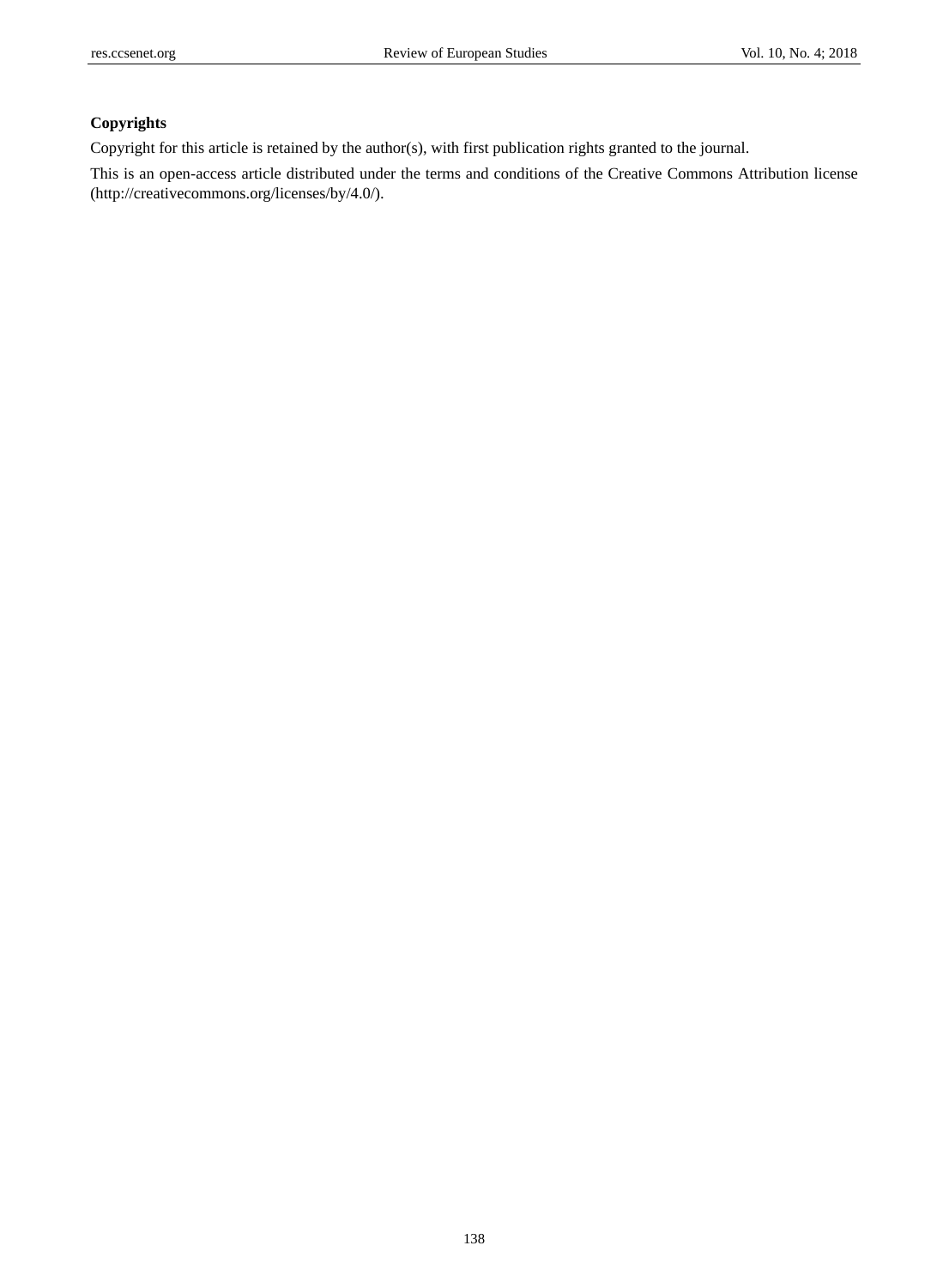**Copyrights**

Copyright for this article is retained by the author(s), with first publication rights granted to the journal.

This is an open-access article distributed under the terms and conditions of the Creative Commons Attribution license (http://creativecommons.org/licenses/by/4.0/).